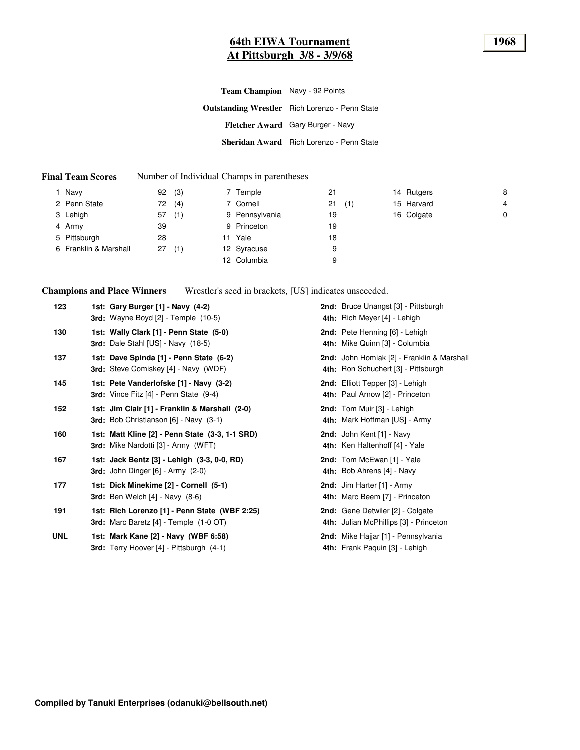# 64th EIWA Tournament
## At Pittsburgh 3/8 - 3/9/68

**1968**

**Team Champion** Navy - 92 Points

**Outstanding Wrestler** Rich Lorenzo - Penn State

**Fletcher Award** Gary Burger - Navy

**Sheridan Award** Rich Lorenzo - Penn State

**Final Team Scores** Number of Individual Champs in parentheses

| Rank | Team | Points | Champs | Rank | Team | Points | Champs | Rank | Team | Points |
|---|---|---|---|---|---|---|---|---|---|---|
| 1 | Navy | 92 | (3) | 7 | Temple | 21 | | 14 | Rutgers | 8 |
| 2 | Penn State | 72 | (4) | 7 | Cornell | 21 | (1) | 15 | Harvard | 4 |
| 3 | Lehigh | 57 | (1) | 9 | Pennsylvania | 19 | | 16 | Colgate | 0 |
| 4 | Army | 39 | | 9 | Princeton | 19 | | | | |
| 5 | Pittsburgh | 28 | | 11 | Yale | 18 | | | | |
| 6 | Franklin & Marshall | 27 | (1) | 12 | Syracuse | 9 | | | | |
| | | | | 12 | Columbia | 9 | | | | |

**Champions and Place Winners** Wrestler's seed in brackets, [US] indicates unseeeded.

| Weight | 1st / 3rd | 2nd / 4th |
|---|---|---|
| 123 | **1st: Gary Burger [1] - Navy (4-2)** | **2nd:** Bruce Unangst [3] - Pittsburgh |
| | **3rd:** Wayne Boyd [2] - Temple (10-5) | **4th:** Rich Meyer [4] - Lehigh |
| 130 | **1st: Wally Clark [1] - Penn State (5-0)** | **2nd:** Pete Henning [6] - Lehigh |
| | **3rd:** Dale Stahl [US] - Navy (18-5) | **4th:** Mike Quinn [3] - Columbia |
| 137 | **1st: Dave Spinda [1] - Penn State (6-2)** | **2nd:** John Homiak [2] - Franklin & Marshall |
| | **3rd:** Steve Comiskey [4] - Navy (WDF) | **4th:** Ron Schuchert [3] - Pittsburgh |
| 145 | **1st: Pete Vanderlofske [1] - Navy (3-2)** | **2nd:** Elliott Tepper [3] - Lehigh |
| | **3rd:** Vince Fitz [4] - Penn State (9-4) | **4th:** Paul Arnow [2] - Princeton |
| 152 | **1st: Jim Clair [1] - Franklin & Marshall (2-0)** | **2nd:** Tom Muir [3] - Lehigh |
| | **3rd:** Bob Christianson [6] - Navy (3-1) | **4th:** Mark Hoffman [US] - Army |
| 160 | **1st: Matt Kline [2] - Penn State (3-3, 1-1 SRD)** | **2nd:** John Kent [1] - Navy |
| | **3rd:** Mike Nardotti [3] - Army (WFT) | **4th:** Ken Haltenhoff [4] - Yale |
| 167 | **1st: Jack Bentz [3] - Lehigh (3-3, 0-0, RD)** | **2nd:** Tom McEwan [1] - Yale |
| | **3rd:** John Dinger [6] - Army (2-0) | **4th:** Bob Ahrens [4] - Navy |
| 177 | **1st: Dick Minekime [2] - Cornell (5-1)** | **2nd:** Jim Harter [1] - Army |
| | **3rd:** Ben Welch [4] - Navy (8-6) | **4th:** Marc Beem [7] - Princeton |
| 191 | **1st: Rich Lorenzo [1] - Penn State (WBF 2:25)** | **2nd:** Gene Detwiler [2] - Colgate |
| | **3rd:** Marc Baretz [4] - Temple (1-0 OT) | **4th:** Julian McPhillips [3] - Princeton |
| UNL | **1st: Mark Kane [2] - Navy (WBF 6:58)** | **2nd:** Mike Hajjar [1] - Pennsylvania |
| | **3rd:** Terry Hoover [4] - Pittsburgh (4-1) | **4th:** Frank Paquin [3] - Lehigh |

**Compiled by Tanuki Enterprises (odanuki@bellsouth.net)**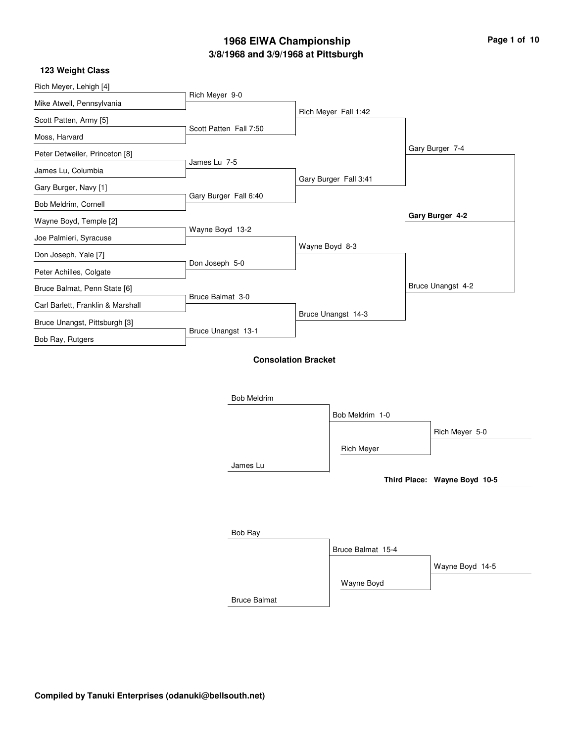# 1968 EIWA Championship

## 3/8/1968 and 3/9/1968 at Pittsburgh

### 123 Weight Class

**First Round**

- Rich Meyer, Lehigh [4] vs. Mike Atwell, Pennsylvania — Rich Meyer 9-0
- Scott Patten, Army [5] vs. Moss, Harvard — Scott Patten Fall 7:50
- Peter Detweiler, Princeton [8] vs. James Lu, Columbia — James Lu 7-5
- Gary Burger, Navy [1] vs. Bob Meldrim, Cornell — Gary Burger Fall 6:40
- Wayne Boyd, Temple [2] vs. Joe Palmieri, Syracuse — Wayne Boyd 13-2
- Don Joseph, Yale [7] vs. Peter Achilles, Colgate — Don Joseph 5-0
- Bruce Balmat, Penn State [6] vs. Carl Barlett, Franklin & Marshall — Bruce Balmat 3-0
- Bruce Unangst, Pittsburgh [3] vs. Bob Ray, Rutgers — Bruce Unangst 13-1

**Quarterfinals**

- Rich Meyer Fall 1:42
- Gary Burger Fall 3:41
- Wayne Boyd 8-3
- Bruce Unangst 14-3

**Semifinals**

- Gary Burger 7-4
- Bruce Unangst 4-2

**Final**

- **Gary Burger 4-2**

### Consolation Bracket

- Bob Meldrim vs. James Lu — Bob Meldrim 1-0
- Bob Meldrim vs. Rich Meyer — Rich Meyer 5-0
- Bob Ray vs. Bruce Balmat — Bruce Balmat 15-4
- Bruce Balmat vs. Wayne Boyd — Wayne Boyd 14-5

**Third Place: Wayne Boyd 10-5**

**Compiled by Tanuki Enterprises (odanuki@bellsouth.net)**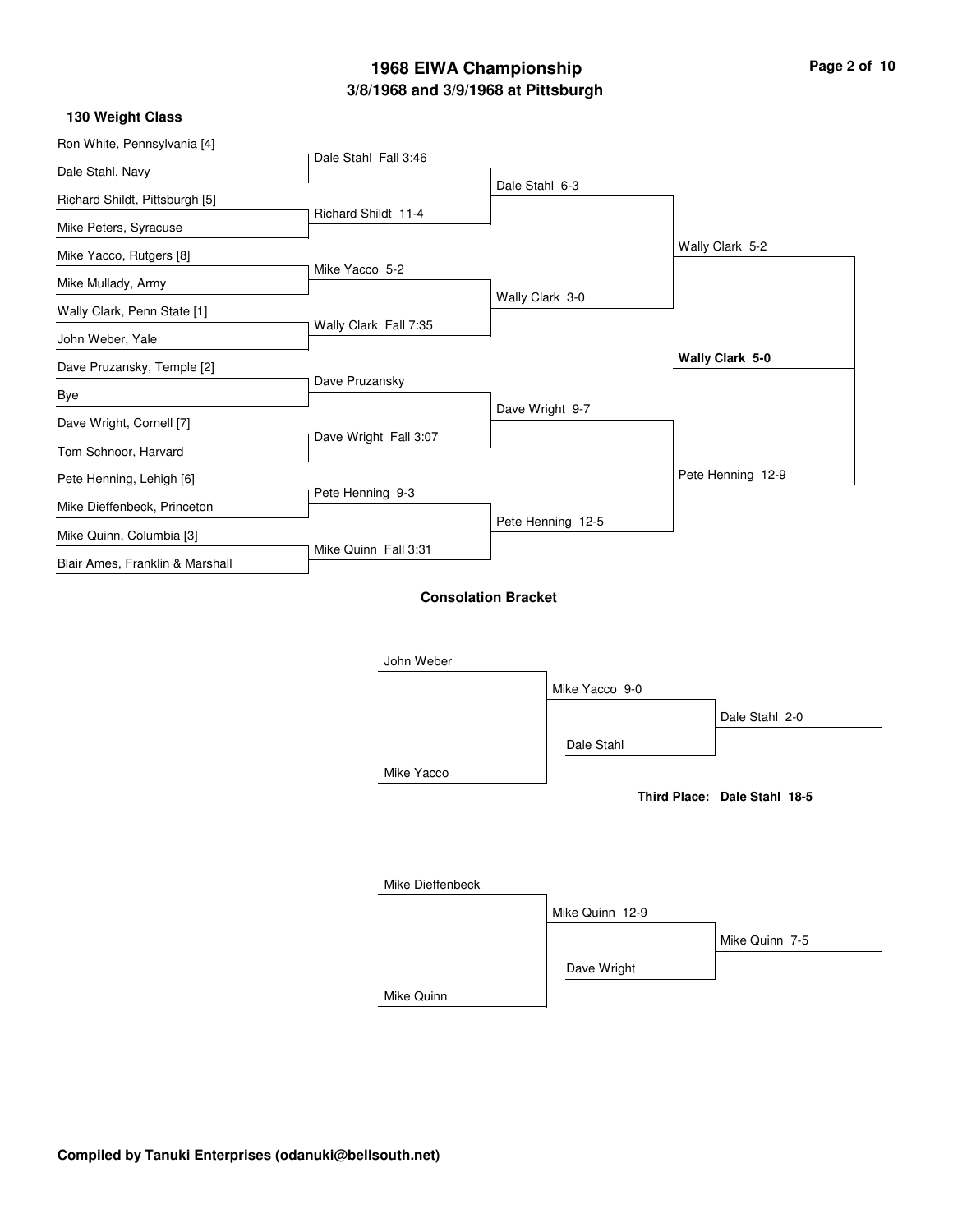# 1968 EIWA Championship

## 3/8/1968 and 3/9/1968 at Pittsburgh

### 130 Weight Class

| First Round | Quarterfinals | Semifinals | Finals |
|---|---|---|---|
| Ron White, Pennsylvania [4] | | | |
| Dale Stahl, Navy | Dale Stahl Fall 3:46 | | |
| Richard Shildt, Pittsburgh [5] | | Dale Stahl 6-3 | |
| Mike Peters, Syracuse | Richard Shildt 11-4 | | |
| Mike Yacco, Rutgers [8] | | | Wally Clark 5-2 |
| Mike Mullady, Army | Mike Yacco 5-2 | | |
| Wally Clark, Penn State [1] | | Wally Clark 3-0 | |
| John Weber, Yale | Wally Clark Fall 7:35 | | |
| Dave Pruzansky, Temple [2] | | | **Wally Clark 5-0** |
| Bye | Dave Pruzansky | | |
| Dave Wright, Cornell [7] | | Dave Wright 9-7 | |
| Tom Schnoor, Harvard | Dave Wright Fall 3:07 | | |
| Pete Henning, Lehigh [6] | | | Pete Henning 12-9 |
| Mike Dieffenbeck, Princeton | Pete Henning 9-3 | | |
| Mike Quinn, Columbia [3] | | Pete Henning 12-5 | |
| Blair Ames, Franklin & Marshall | Mike Quinn Fall 3:31 | | |

### Consolation Bracket

| Round 1 | Round 2 | Final |
|---|---|---|
| John Weber | | |
| Mike Yacco | Mike Yacco 9-0 | |
| | Dale Stahl | Dale Stahl 2-0 |

**Third Place: Dale Stahl 18-5**

| Round 1 | Round 2 | Final |
|---|---|---|
| Mike Dieffenbeck | | |
| Mike Quinn | Mike Quinn 12-9 | |
| | Dave Wright | Mike Quinn 7-5 |

**Compiled by Tanuki Enterprises (odanuki@bellsouth.net)**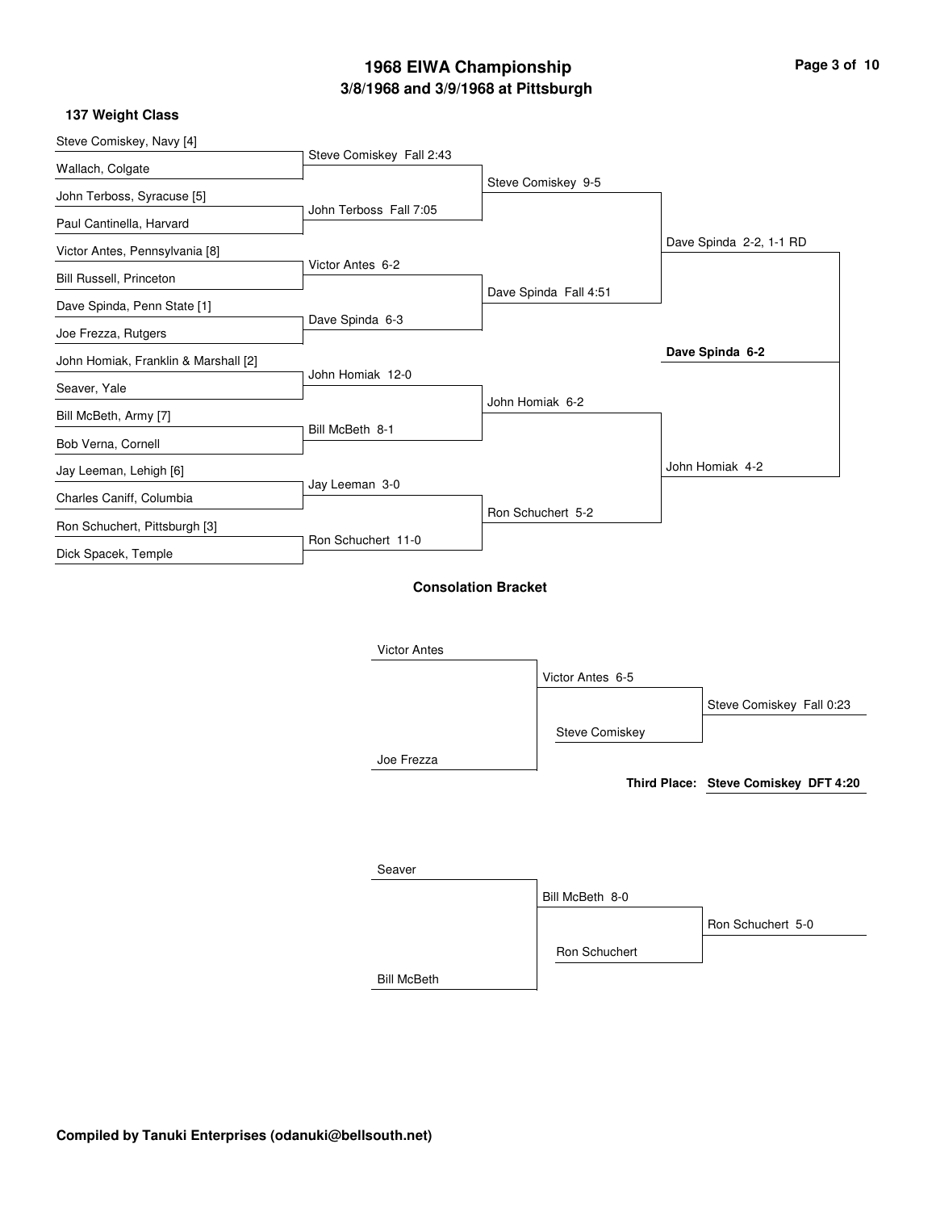# 1968 EIWA Championship

## 3/8/1968 and 3/9/1968 at Pittsburgh

### 137 Weight Class

**First Round**

- Steve Comiskey, Navy [4] vs. Wallach, Colgate — Steve Comiskey Fall 2:43
- John Terboss, Syracuse [5] vs. Paul Cantinella, Harvard — John Terboss Fall 7:05
- Victor Antes, Pennsylvania [8] vs. Bill Russell, Princeton — Victor Antes 6-2
- Dave Spinda, Penn State [1] vs. Joe Frezza, Rutgers — Dave Spinda 6-3
- John Homiak, Franklin & Marshall [2] vs. Seaver, Yale — John Homiak 12-0
- Bill McBeth, Army [7] vs. Bob Verna, Cornell — Bill McBeth 8-1
- Jay Leeman, Lehigh [6] vs. Charles Caniff, Columbia — Jay Leeman 3-0
- Ron Schuchert, Pittsburgh [3] vs. Dick Spacek, Temple — Ron Schuchert 11-0

**Quarterfinals**

- Steve Comiskey 9-5
- Dave Spinda Fall 4:51
- John Homiak 6-2
- Ron Schuchert 5-2

**Semifinals**

- Dave Spinda 2-2, 1-1 RD
- John Homiak 4-2

**Final**

- **Dave Spinda 6-2**

### Consolation Bracket

- Victor Antes vs. Joe Frezza — Victor Antes 6-5
- Victor Antes vs. Steve Comiskey — Steve Comiskey Fall 0:23
- **Third Place: Steve Comiskey DFT 4:20**

- Seaver vs. Bill McBeth — Bill McBeth 8-0
- Bill McBeth vs. Ron Schuchert — Ron Schuchert 5-0

Compiled by Tanuki Enterprises (odanuki@bellsouth.net)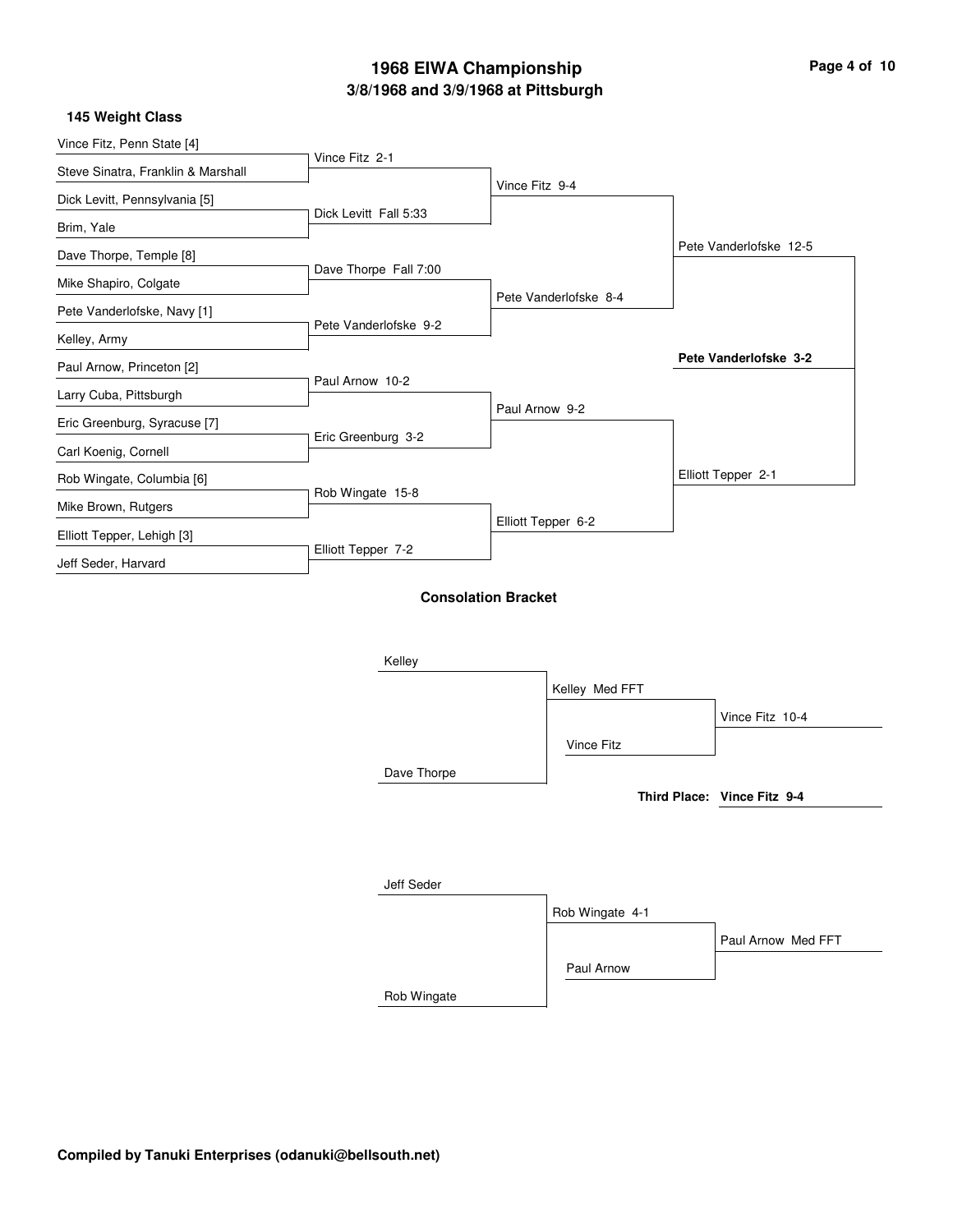# 1968 EIWA Championship

## 3/8/1968 and 3/9/1968 at Pittsburgh

### 145 Weight Class

**First Round**

- Vince Fitz, Penn State [4] vs. Steve Sinatra, Franklin & Marshall — Vince Fitz 2-1
- Dick Levitt, Pennsylvania [5] vs. Brim, Yale — Dick Levitt Fall 5:33
- Dave Thorpe, Temple [8] vs. Mike Shapiro, Colgate — Dave Thorpe Fall 7:00
- Pete Vanderlofske, Navy [1] vs. Kelley, Army — Pete Vanderlofske 9-2
- Paul Arnow, Princeton [2] vs. Larry Cuba, Pittsburgh — Paul Arnow 10-2
- Eric Greenburg, Syracuse [7] vs. Carl Koenig, Cornell — Eric Greenburg 3-2
- Rob Wingate, Columbia [6] vs. Mike Brown, Rutgers — Rob Wingate 15-8
- Elliott Tepper, Lehigh [3] vs. Jeff Seder, Harvard — Elliott Tepper 7-2

**Quarterfinals**

- Vince Fitz 9-4
- Pete Vanderlofske 8-4
- Paul Arnow 9-2
- Elliott Tepper 6-2

**Semifinals**

- Pete Vanderlofske 12-5
- Elliott Tepper 2-1

**Final**

- **Pete Vanderlofske 3-2**

### Consolation Bracket

- Kelley vs. Dave Thorpe — Kelley Med FFT
- Kelley vs. Vince Fitz — Vince Fitz 10-4
- **Third Place:** Vince Fitz 9-4

- Jeff Seder vs. Rob Wingate — Rob Wingate 4-1
- Rob Wingate vs. Paul Arnow — Paul Arnow Med FFT

**Compiled by Tanuki Enterprises (odanuki@bellsouth.net)**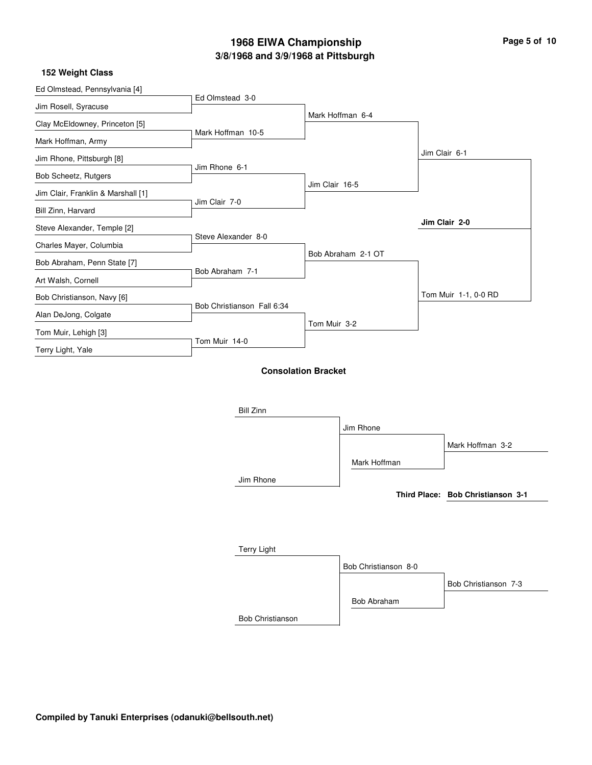# 1968 EIWA Championship

## 3/8/1968 and 3/9/1968 at Pittsburgh

### 152 Weight Class

**First Round**

- Ed Olmstead, Pennsylvania [4] vs. Jim Rosell, Syracuse — Ed Olmstead 3-0
- Clay McEldowney, Princeton [5] vs. Mark Hoffman, Army — Mark Hoffman 10-5
- Jim Rhone, Pittsburgh [8] vs. Bob Scheetz, Rutgers — Jim Rhone 6-1
- Jim Clair, Franklin & Marshall [1] vs. Bill Zinn, Harvard — Jim Clair 7-0
- Steve Alexander, Temple [2] vs. Charles Mayer, Columbia — Steve Alexander 8-0
- Bob Abraham, Penn State [7] vs. Art Walsh, Cornell — Bob Abraham 7-1
- Bob Christianson, Navy [6] vs. Alan DeJong, Colgate — Bob Christianson Fall 6:34
- Tom Muir, Lehigh [3] vs. Terry Light, Yale — Tom Muir 14-0

**Quarterfinals**

- Mark Hoffman 6-4
- Jim Clair 16-5
- Bob Abraham 2-1 OT
- Tom Muir 3-2

**Semifinals**

- Jim Clair 6-1
- Tom Muir 1-1, 0-0 RD

**Final**

- **Jim Clair 2-0**

### Consolation Bracket

- Bill Zinn vs. Jim Rhone — Jim Rhone
- Jim Rhone vs. Mark Hoffman — Mark Hoffman 3-2
- Terry Light vs. Bob Christianson — Bob Christianson 8-0
- Bob Christianson vs. Bob Abraham — Bob Christianson 7-3

**Third Place: Bob Christianson 3-1**

**Compiled by Tanuki Enterprises (odanuki@bellsouth.net)**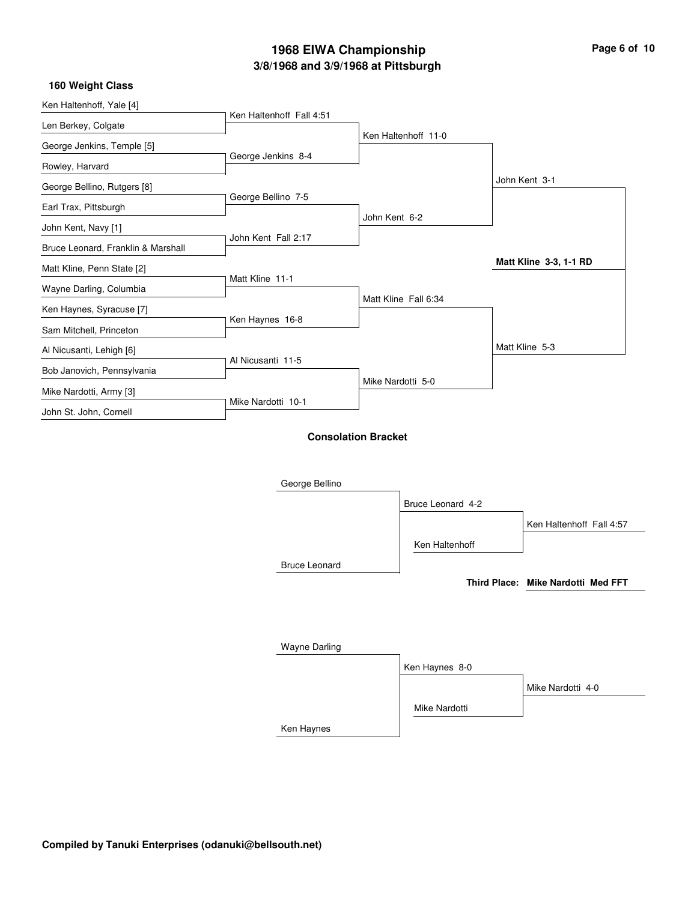# 1968 EIWA Championship

## 3/8/1968 and 3/9/1968 at Pittsburgh

### 160 Weight Class

**First Round**

- Ken Haltenhoff, Yale [4] vs Len Berkey, Colgate — Ken Haltenhoff Fall 4:51
- George Jenkins, Temple [5] vs Rowley, Harvard — George Jenkins 8-4
- George Bellino, Rutgers [8] vs Earl Trax, Pittsburgh — George Bellino 7-5
- John Kent, Navy [1] vs Bruce Leonard, Franklin & Marshall — John Kent Fall 2:17
- Matt Kline, Penn State [2] vs Wayne Darling, Columbia — Matt Kline 11-1
- Ken Haynes, Syracuse [7] vs Sam Mitchell, Princeton — Ken Haynes 16-8
- Al Nicusanti, Lehigh [6] vs Bob Janovich, Pennsylvania — Al Nicusanti 11-5
- Mike Nardotti, Army [3] vs John St. John, Cornell — Mike Nardotti 10-1

**Quarterfinals**

- Ken Haltenhoff 11-0
- John Kent 6-2
- Matt Kline Fall 6:34
- Mike Nardotti 5-0

**Semifinals**

- John Kent 3-1
- Matt Kline 5-3

**Final**

- **Matt Kline 3-3, 1-1 RD**

### Consolation Bracket

- George Bellino vs Bruce Leonard — Bruce Leonard 4-2
- Bruce Leonard vs Ken Haltenhoff — Ken Haltenhoff Fall 4:57

**Third Place: Mike Nardotti Med FFT**

- Wayne Darling vs Ken Haynes — Ken Haynes 8-0
- Ken Haynes vs Mike Nardotti — Mike Nardotti 4-0

**Compiled by Tanuki Enterprises (odanuki@bellsouth.net)**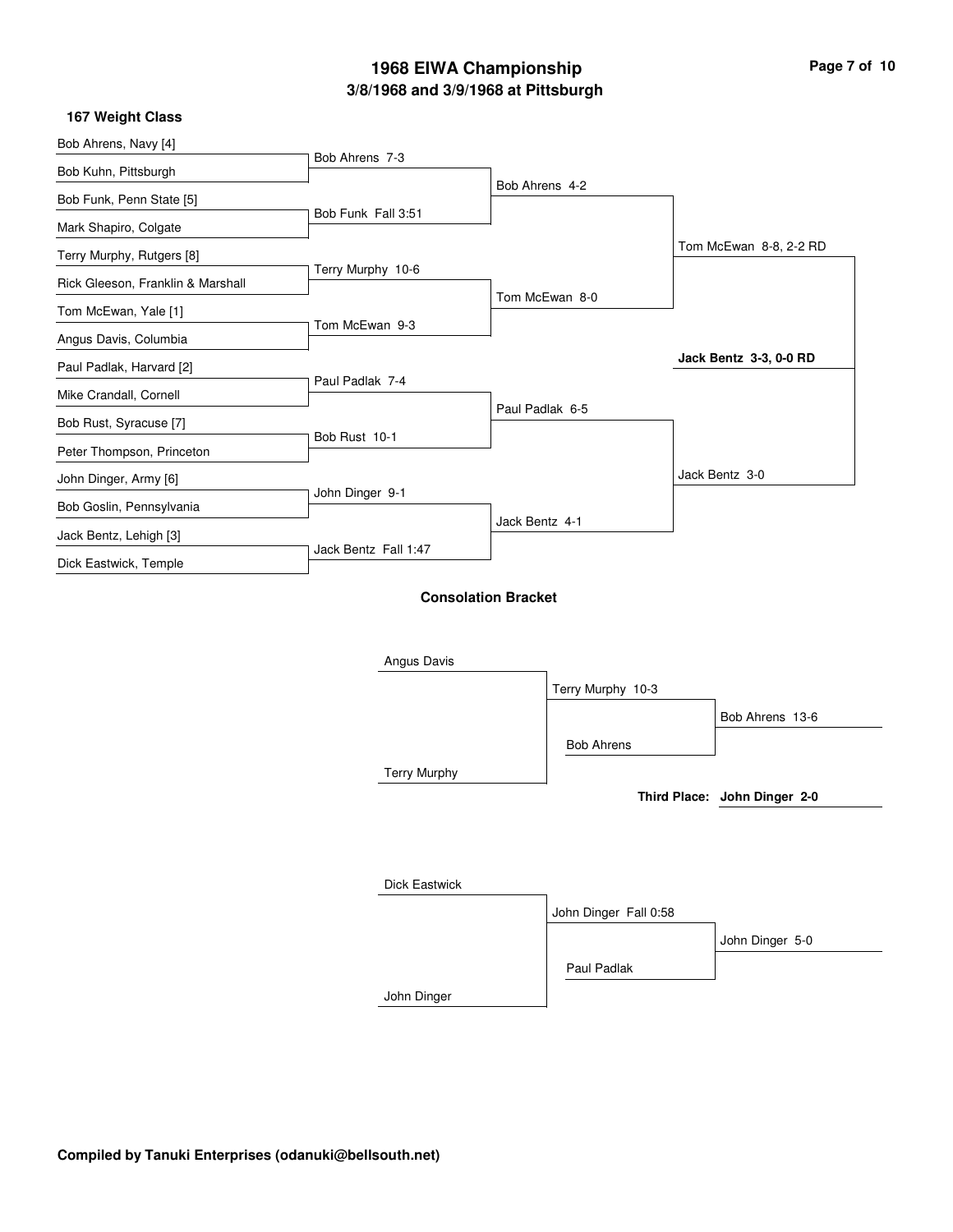# 1968 EIWA Championship

## 3/8/1968 and 3/9/1968 at Pittsburgh

### 167 Weight Class

**First Round**

- Bob Ahrens, Navy [4] vs. Bob Kuhn, Pittsburgh — Bob Ahrens 7-3
- Bob Funk, Penn State [5] vs. Mark Shapiro, Colgate — Bob Funk Fall 3:51
- Terry Murphy, Rutgers [8] vs. Rick Gleeson, Franklin & Marshall — Terry Murphy 10-6
- Tom McEwan, Yale [1] vs. Angus Davis, Columbia — Tom McEwan 9-3
- Paul Padlak, Harvard [2] vs. Mike Crandall, Cornell — Paul Padlak 7-4
- Bob Rust, Syracuse [7] vs. Peter Thompson, Princeton — Bob Rust 10-1
- John Dinger, Army [6] vs. Bob Goslin, Pennsylvania — John Dinger 9-1
- Jack Bentz, Lehigh [3] vs. Dick Eastwick, Temple — Jack Bentz Fall 1:47

**Quarterfinals**

- Bob Ahrens 4-2
- Tom McEwan 8-0
- Paul Padlak 6-5
- Jack Bentz 4-1

**Semifinals**

- Tom McEwan 8-8, 2-2 RD
- Jack Bentz 3-0

**Final**

- **Jack Bentz 3-3, 0-0 RD**

### Consolation Bracket

- Angus Davis vs. Terry Murphy — Terry Murphy 10-3
- Terry Murphy vs. Bob Ahrens — Bob Ahrens 13-6
- Dick Eastwick vs. John Dinger — John Dinger Fall 0:58
- John Dinger vs. Paul Padlak — John Dinger 5-0

**Third Place: John Dinger 2-0**

**Compiled by Tanuki Enterprises (odanuki@bellsouth.net)**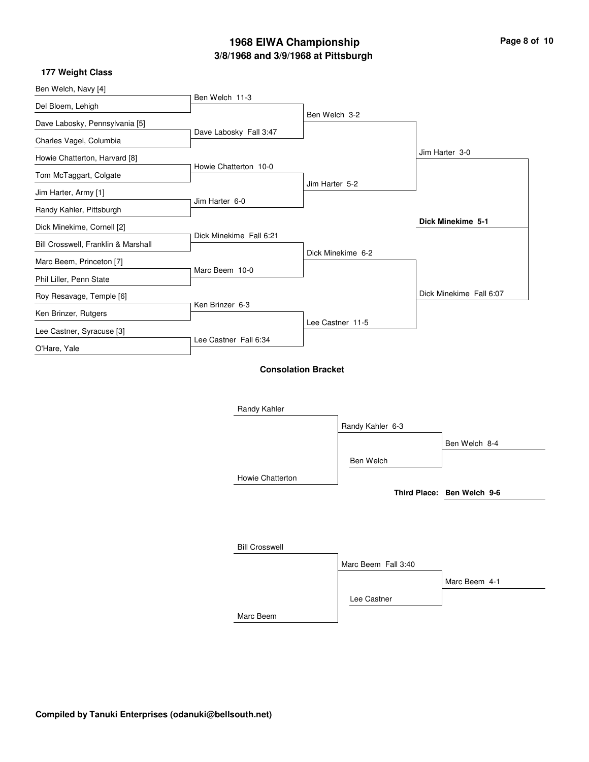# 1968 EIWA Championship

## 3/8/1968 and 3/9/1968 at Pittsburgh

### 177 Weight Class

**First Round**

- Ben Welch, Navy [4] vs. Del Bloem, Lehigh — Ben Welch 11-3
- Dave Labosky, Pennsylvania [5] vs. Charles Vagel, Columbia — Dave Labosky Fall 3:47
- Howie Chatterton, Harvard [8] vs. Tom McTaggart, Colgate — Howie Chatterton 10-0
- Jim Harter, Army [1] vs. Randy Kahler, Pittsburgh — Jim Harter 6-0
- Dick Minekime, Cornell [2] vs. Bill Crosswell, Franklin & Marshall — Dick Minekime Fall 6:21
- Marc Beem, Princeton [7] vs. Phil Liller, Penn State — Marc Beem 10-0
- Roy Resavage, Temple [6] vs. Ken Brinzer, Rutgers — Ken Brinzer 6-3
- Lee Castner, Syracuse [3] vs. O'Hare, Yale — Lee Castner Fall 6:34

**Quarterfinals**

- Ben Welch 3-2
- Jim Harter 5-2
- Dick Minekime 6-2
- Lee Castner 11-5

**Semifinals**

- Jim Harter 3-0
- Dick Minekime Fall 6:07

**Final**

- **Dick Minekime 5-1**

### Consolation Bracket

- Randy Kahler vs. Howie Chatterton — Randy Kahler 6-3
- Randy Kahler vs. Ben Welch — Ben Welch 8-4
- **Third Place: Ben Welch 9-6**

- Bill Crosswell vs. Marc Beem — Marc Beem Fall 3:40
- Marc Beem vs. Lee Castner — Marc Beem 4-1

**Compiled by Tanuki Enterprises (odanuki@bellsouth.net)**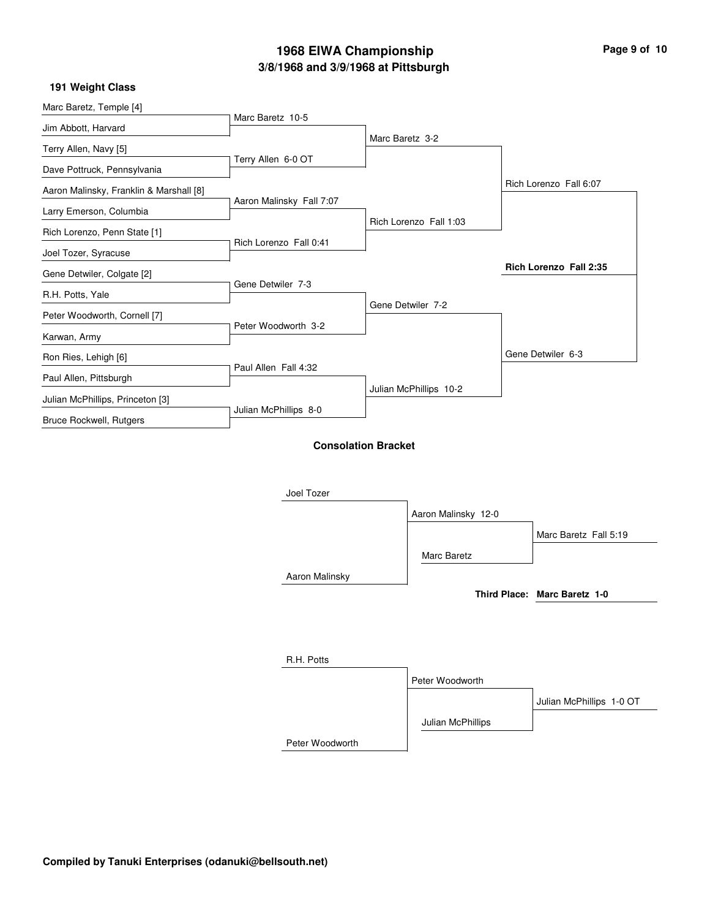# 1968 EIWA Championship

## 3/8/1968 and 3/9/1968 at Pittsburgh

### 191 Weight Class

**Championship Bracket**

| First Round | Quarterfinals | Semifinals | Finals |
|---|---|---|---|
| Marc Baretz, Temple [4] | | | |
| Jim Abbott, Harvard | Marc Baretz 10-5 | | |
| Terry Allen, Navy [5] | | Marc Baretz 3-2 | |
| Dave Pottruck, Pennsylvania | Terry Allen 6-0 OT | | |
| Aaron Malinsky, Franklin & Marshall [8] | | | Rich Lorenzo Fall 6:07 |
| Larry Emerson, Columbia | Aaron Malinsky Fall 7:07 | | |
| Rich Lorenzo, Penn State [1] | | Rich Lorenzo Fall 1:03 | |
| Joel Tozer, Syracuse | Rich Lorenzo Fall 0:41 | | |
| Gene Detwiler, Colgate [2] | | | **Rich Lorenzo Fall 2:35** |
| R.H. Potts, Yale | Gene Detwiler 7-3 | | |
| Peter Woodworth, Cornell [7] | | Gene Detwiler 7-2 | |
| Karwan, Army | Peter Woodworth 3-2 | | |
| Ron Ries, Lehigh [6] | | | Gene Detwiler 6-3 |
| Paul Allen, Pittsburgh | Paul Allen Fall 4:32 | | |
| Julian McPhillips, Princeton [3] | | Julian McPhillips 10-2 | |
| Bruce Rockwell, Rutgers | Julian McPhillips 8-0 | | |

### Consolation Bracket

| Round 1 | Round 2 | Consolation Final |
|---|---|---|
| Joel Tozer | | |
| | Aaron Malinsky 12-0 | |
| | Marc Baretz | Marc Baretz Fall 5:19 |
| Aaron Malinsky | | |

**Third Place: Marc Baretz 1-0**

| Round 1 | Round 2 | Consolation Final |
|---|---|---|
| R.H. Potts | | |
| | Peter Woodworth | |
| | Julian McPhillips | Julian McPhillips 1-0 OT |
| Peter Woodworth | | |

**Compiled by Tanuki Enterprises (odanuki@bellsouth.net)**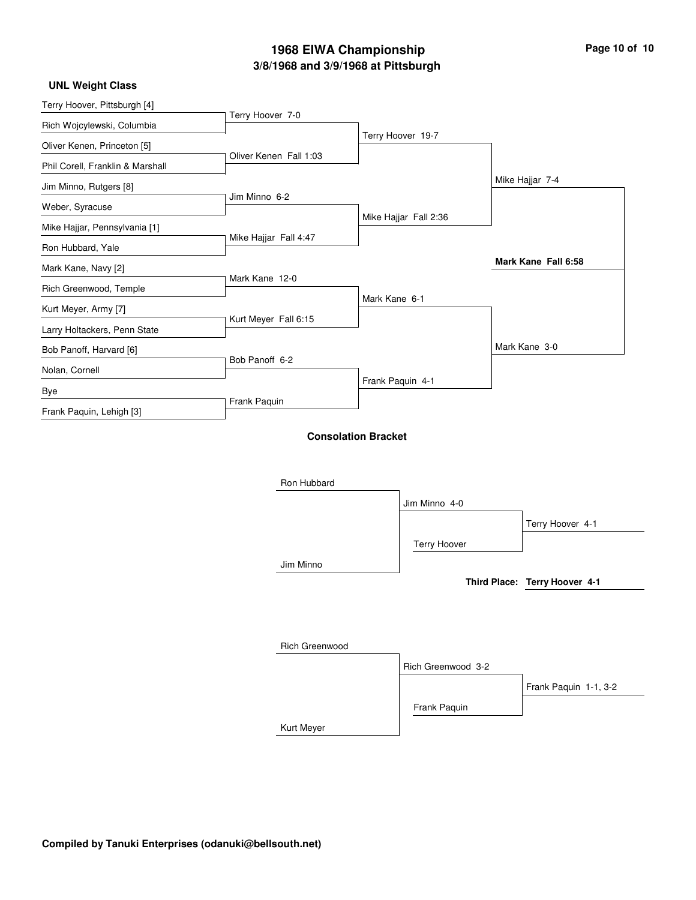# 1968 EIWA Championship

## 3/8/1968 and 3/9/1968 at Pittsburgh

### UNL Weight Class

Terry Hoover, Pittsburgh [4]
Rich Wojcylewski, Columbia
Terry Hoover 7-0

Oliver Kenen, Princeton [5]
Phil Corell, Franklin & Marshall
Oliver Kenen Fall 1:03

Terry Hoover 19-7

Jim Minno, Rutgers [8]
Weber, Syracuse
Jim Minno 6-2

Mike Hajjar, Pennsylvania [1]
Ron Hubbard, Yale
Mike Hajjar Fall 4:47

Mike Hajjar Fall 2:36

Mike Hajjar 7-4

Mark Kane, Navy [2]
Rich Greenwood, Temple
Mark Kane 12-0

Kurt Meyer, Army [7]
Larry Holtackers, Penn State
Kurt Meyer Fall 6:15

Mark Kane 6-1

Bob Panoff, Harvard [6]
Nolan, Cornell
Bob Panoff 6-2

Bye
Frank Paquin, Lehigh [3]
Frank Paquin

Frank Paquin 4-1

Mark Kane 3-0

**Mark Kane Fall 6:58**

### Consolation Bracket

Ron Hubbard
Jim Minno
Jim Minno 4-0

Terry Hoover

Terry Hoover 4-1

**Third Place: Terry Hoover 4-1**

Rich Greenwood
Kurt Meyer
Rich Greenwood 3-2

Frank Paquin

Frank Paquin 1-1, 3-2

**Compiled by Tanuki Enterprises (odanuki@bellsouth.net)**